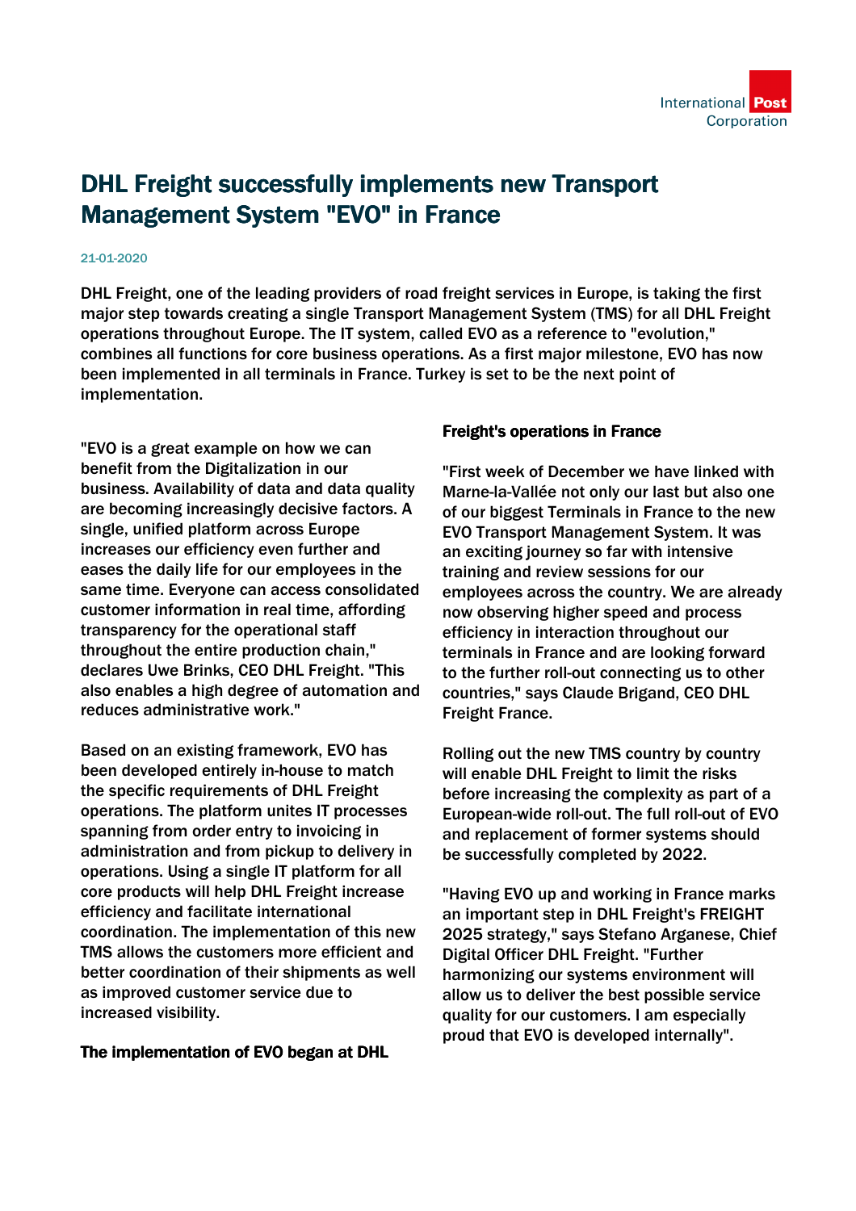# DHL Freight successfully implements new Transport Management System "EVO" in France

21-01-2020

DHL Freight, one of the leading providers of road freight services in Europe, is taking the first major step towards creating a single Transport Management System (TMS) for all DHL Freight operations throughout Europe. The IT system, called EVO as a reference to "evolution," combines all functions for core business operations. As a first major milestone, EVO has now been implemented in all terminals in France. Turkey is set to be the next point of implementation.

"EVO is a great example on how we can benefit from the Digitalization in our business. Availability of data and data quality are becoming increasingly decisive factors. A single, unified platform across Europe increases our efficiency even further and eases the daily life for our employees in the same time. Everyone can access consolidated customer information in real time, affording transparency for the operational staff throughout the entire production chain," declares Uwe Brinks, CEO DHL Freight. "This also enables a high degree of automation and reduces administrative work."

Based on an existing framework, EVO has been developed entirely in-house to match the specific requirements of DHL Freight operations. The platform unites IT processes spanning from order entry to invoicing in administration and from pickup to delivery in operations. Using a single IT platform for all core products will help DHL Freight increase efficiency and facilitate international coordination. The implementation of this new TMS allows the customers more efficient and better coordination of their shipments as well as improved customer service due to increased visibility.

**The implementation of EVO began at DHL Freight's operations in France**

"First week of December we have linked with Marne-la-Vallée not only our last but also one of our biggest Terminals in France to the new EVO Transport Management System. It was an exciting journey so far with intensive training and review sessions for our employees across the country. We are already now observing higher speed and process efficiency in interaction throughout our terminals in France and are looking forward to the further roll-out connecting us to other countries," says Claude Brigand, CEO DHL Freight France.

Rolling out the new TMS country by country will enable DHL Freight to limit the risks before increasing the complexity as part of a European-wide roll-out. The full roll-out of EVO and replacement of former systems should be successfully completed by 2022.

"Having EVO up and working in France marks an important step in DHL Freight's FREIGHT 2025 strategy," says Stefano Arganese, Chief Digital Officer DHL Freight. "Further harmonizing our systems environment will allow us to deliver the best possible service quality for our customers. I am especially proud that EVO is developed internally".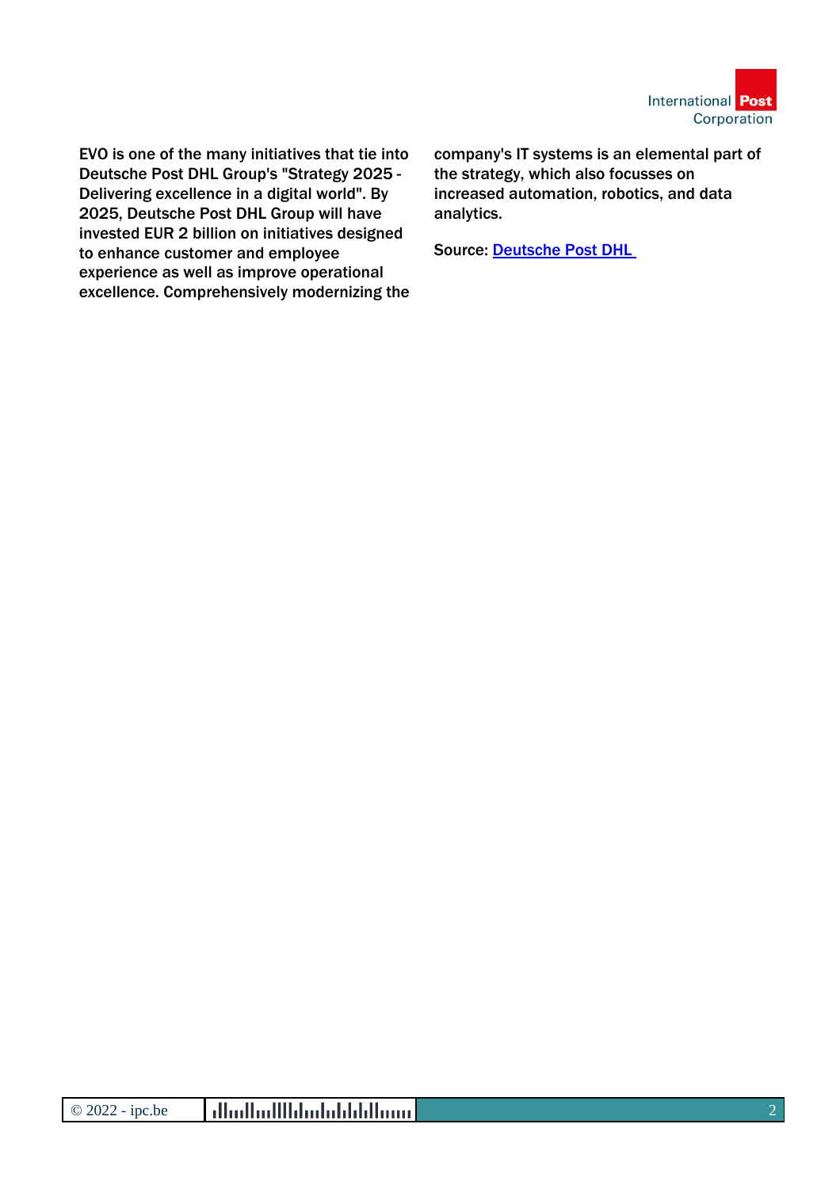EVO is one of the many initiatives that tie into Deutsche Post DHL Group's "Strategy 2025 - Delivering excellence in a digital world". By 2025, Deutsche Post DHL Group will have invested EUR 2 billion on initiatives designed to enhance customer and employee experience as well as improve operational excellence. Comprehensively modernizing the company's IT systems is an elemental part of the strategy, which also focusses on increased automation, robotics, and data analytics.

Source: Deutsche Post DHL